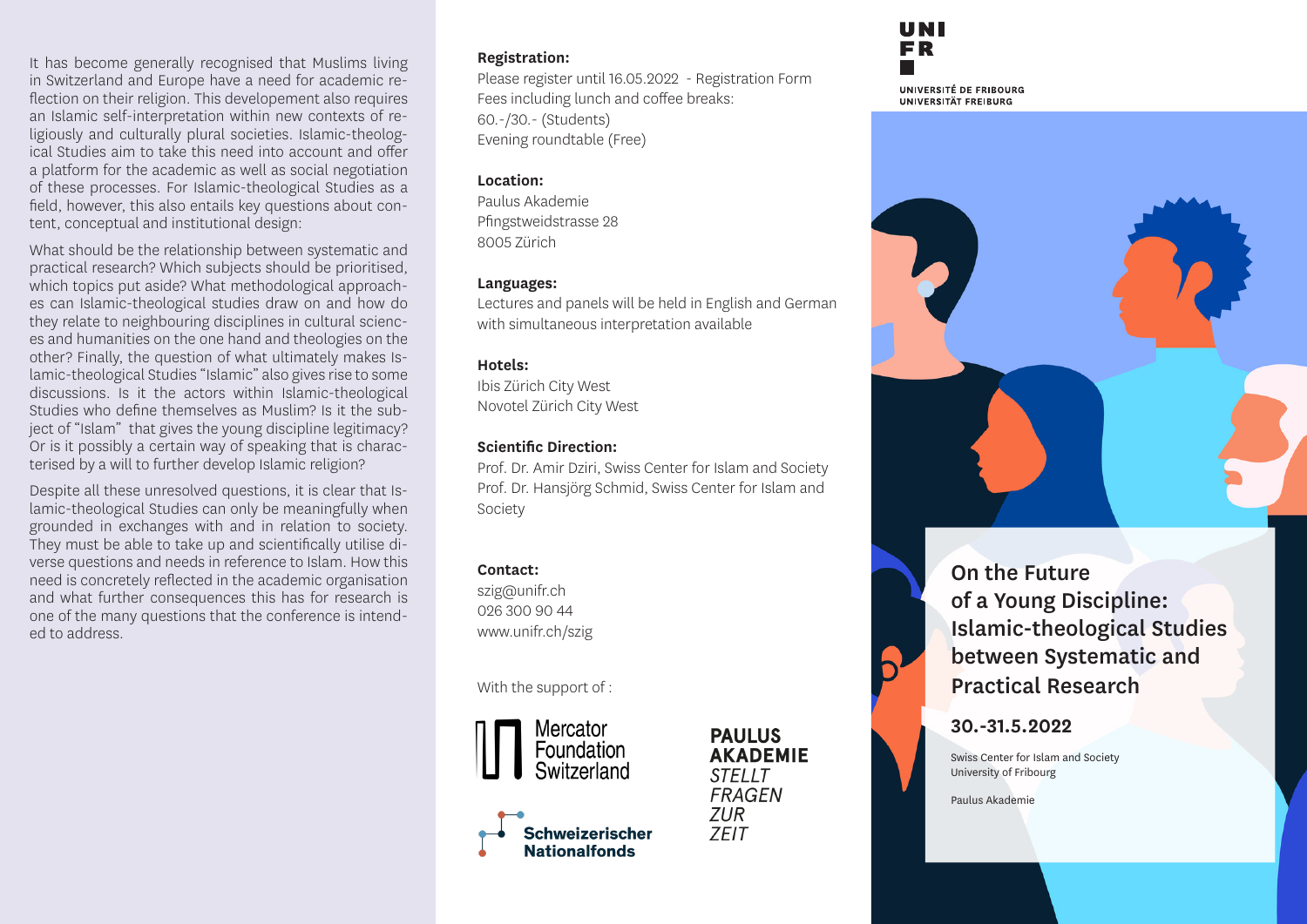It has become generally recognised that Muslims living in Switzerland and Europe have a need for academic reflection on their religion. This developement also requires an Islamic self-interpretation within new contexts of religiously and culturally plural societies. Islamic-theological Studies aim to take this need into account and offer a platform for the academic as well as social negotiation of these processes. For Islamic-theological Studies as a field, however, this also entails key questions about content, conceptual and institutional design:

What should be the relationship between systematic and practical research? Which subjects should be prioritised, which topics put aside? What methodological approaches can Islamic-theological studies draw on and how do they relate to neighbouring disciplines in cultural sciences and humanities on the one hand and theologies on the other? Finally, the question of what ultimately makes Islamic-theological Studies "Islamic" also gives rise to some discussions. Is it the actors within Islamic-theological Studies who define themselves as Muslim? Is it the subject of "Islam" that gives the young discipline legitimacy? Or is it possibly a certain way of speaking that is characterised by a will to further develop Islamic religion?

Despite all these unresolved questions, it is clear that Islamic-theological Studies can only be meaningfully when grounded in exchanges with and in relation to society. They must be able to take up and scientifically utilise diverse questions and needs in reference to Islam. How this need is concretely reflected in the academic organisation and what further consequences this has for research is one of the many questions that the conference is intended to address.

**Registration:**
Please register until 16.05.2022 - Registration Form
Fees including lunch and coffee breaks:
60.-/30.- (Students)
Evening roundtable (Free)

**Location:**
Paulus Akademie
Pfingstweidstrasse 28
8005 Zürich

**Languages:**
Lectures and panels will be held in English and German with simultaneous interpretation available

**Hotels:**
Ibis Zürich City West
Novotel Zürich City West

**Scientific Direction:**
Prof. Dr. Amir Dziri, Swiss Center for Islam and Society
Prof. Dr. Hansjörg Schmid, Swiss Center for Islam and Society

**Contact:**
szig@unifr.ch
026 300 90 44
www.unifr.ch/szig

With the support of :

Mercator Foundation Switzerland

Schweizerischer Nationalfonds

**PAULUS AKADEMIE** *STELLT FRAGEN ZUR ZEIT*

UNI FR
UNIVERSITÉ DE FRIBOURG
UNIVERSITÄT FREIBURG

# On the Future of a Young Discipline: Islamic-theological Studies between Systematic and Practical Research

## 30.-31.5.2022

Swiss Center for Islam and Society
University of Fribourg

Paulus Akademie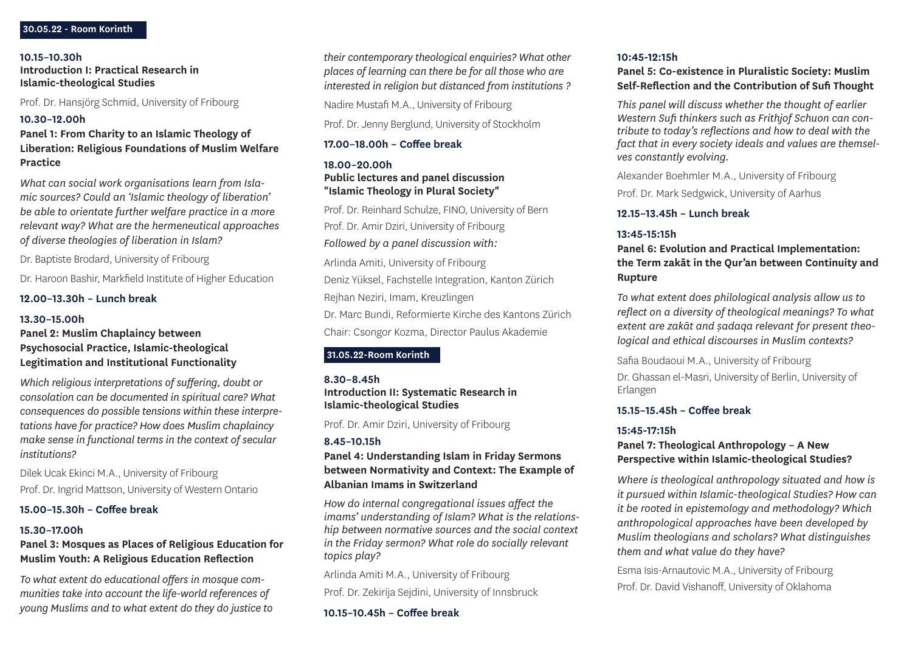**30.05.22 - Room Korinth**

**10.15–10.30h**
**Introduction I: Practical Research in Islamic-theological Studies**

Prof. Dr. Hansjörg Schmid, University of Fribourg

**10.30–12.00h**

**Panel 1: From Charity to an Islamic Theology of Liberation: Religious Foundations of Muslim Welfare Practice**

*What can social work organisations learn from Islamic sources? Could an 'Islamic theology of liberation' be able to orientate further welfare practice in a more relevant way? What are the hermeneutical approaches of diverse theologies of liberation in Islam?*

Dr. Baptiste Brodard, University of Fribourg

Dr. Haroon Bashir, Markfield Institute of Higher Education

**12.00–13.30h – Lunch break**

**13.30–15.00h**

**Panel 2: Muslim Chaplaincy between Psychosocial Practice, Islamic-theological Legitimation and Institutional Functionality**

*Which religious interpretations of suffering, doubt or consolation can be documented in spiritual care? What consequences do possible tensions within these interpretations have for practice? How does Muslim chaplaincy make sense in functional terms in the context of secular institutions?*

Dilek Ucak Ekinci M.A., University of Fribourg

Prof. Dr. Ingrid Mattson, University of Western Ontario

**15.00–15.30h – Coffee break**

**15.30–17.00h**

**Panel 3: Mosques as Places of Religious Education for Muslim Youth: A Religious Education Reflection**

*To what extent do educational offers in mosque communities take into account the life-world references of young Muslims and to what extent do they do justice to their contemporary theological enquiries? What other places of learning can there be for all those who are interested in religion but distanced from institutions ?*

Nadire Mustafi M.A., University of Fribourg

Prof. Dr. Jenny Berglund, University of Stockholm

**17.00–18.00h – Coffee break**

**18.00–20.00h**
**Public lectures and panel discussion "Islamic Theology in Plural Society"**

Prof. Dr. Reinhard Schulze, FINO, University of Bern

Prof. Dr. Amir Dziri, University of Fribourg

*Followed by a panel discussion with:*

Arlinda Amiti, University of Fribourg

Deniz Yüksel, Fachstelle Integration, Kanton Zürich

Rejhan Neziri, Imam, Kreuzlingen

Dr. Marc Bundi, Reformierte Kirche des Kantons Zürich

Chair: Csongor Kozma, Director Paulus Akademie

**31.05.22-Room Korinth**

**8.30–8.45h**
**Introduction II: Systematic Research in Islamic-theological Studies**

Prof. Dr. Amir Dziri, University of Fribourg

**8.45–10.15h**

**Panel 4: Understanding Islam in Friday Sermons between Normativity and Context: The Example of Albanian Imams in Switzerland**

*How do internal congregational issues affect the imams' understanding of Islam? What is the relationship between normative sources and the social context in the Friday sermon? What role do socially relevant topics play?*

Arlinda Amiti M.A., University of Fribourg

Prof. Dr. Zekirija Sejdini, University of Innsbruck

**10.15–10.45h – Coffee break**

**10:45-12:15h**

**Panel 5: Co-existence in Pluralistic Society: Muslim Self-Reflection and the Contribution of Sufi Thought**

*This panel will discuss whether the thought of earlier Western Sufi thinkers such as Frithjof Schuon can contribute to today's reflections and how to deal with the fact that in every society ideals and values are themselves constantly evolving.*

Alexander Boehmler M.A., University of Fribourg

Prof. Dr. Mark Sedgwick, University of Aarhus

**12.15–13.45h – Lunch break**

**13:45-15:15h**

**Panel 6: Evolution and Practical Implementation: the Term zakāt in the Qur'an between Continuity and Rupture**

*To what extent does philological analysis allow us to reflect on a diversity of theological meanings? To what extent are zakāt and ṣadaqa relevant for present theological and ethical discourses in Muslim contexts?*

Safia Boudaoui M.A., University of Fribourg

Dr. Ghassan el-Masri, University of Berlin, University of Erlangen

**15.15–15.45h – Coffee break**

**15:45-17:15h**

**Panel 7: Theological Anthropology – A New Perspective within Islamic-theological Studies?**

*Where is theological anthropology situated and how is it pursued within Islamic-theological Studies? How can it be rooted in epistemology and methodology? Which anthropological approaches have been developed by Muslim theologians and scholars? What distinguishes them and what value do they have?*

Esma Isis-Arnautovic M.A., University of Fribourg

Prof. Dr. David Vishanoff, University of Oklahoma